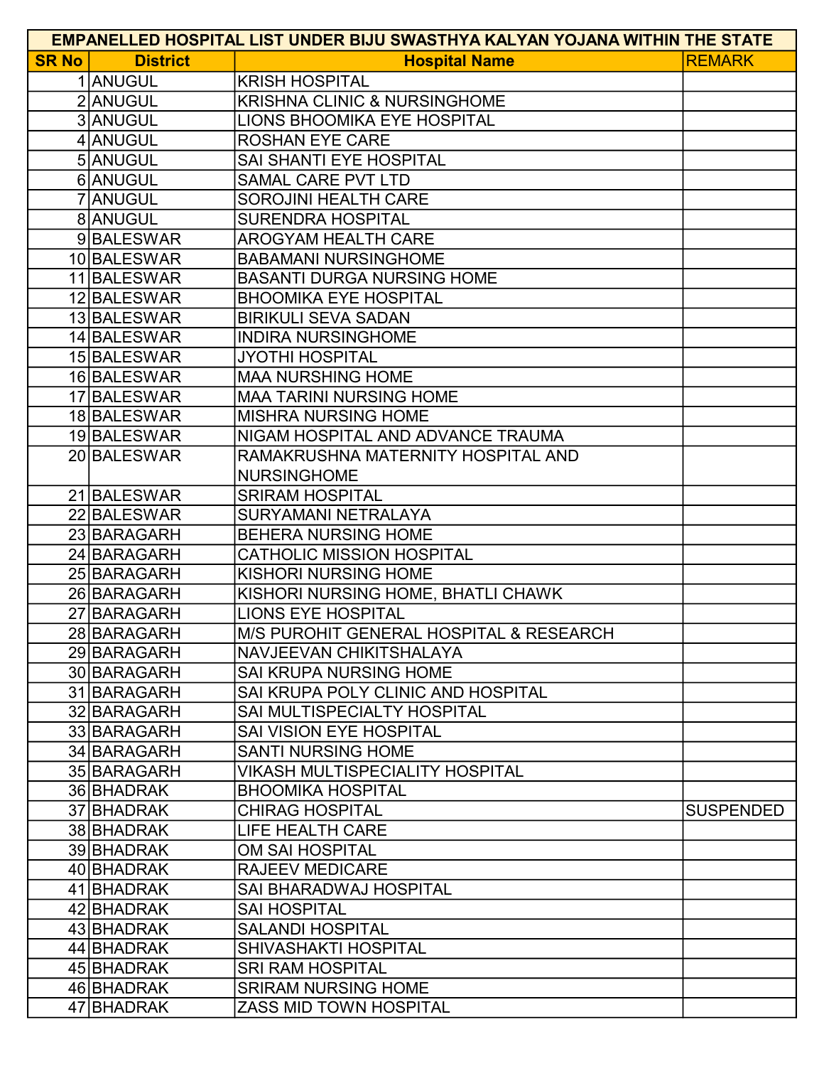| EMPANELLED HOSPITAL LIST UNDER BIJU SWASTHYA KALYAN YOJANA WITHIN THE STATE | | | |
|---|---|---|---|
| SR No | District | Hospital Name | REMARK |
| 1 | ANUGUL | KRISH HOSPITAL | |
| 2 | ANUGUL | KRISHNA CLINIC & NURSINGHOME | |
| 3 | ANUGUL | LIONS BHOOMIKA EYE HOSPITAL | |
| 4 | ANUGUL | ROSHAN EYE CARE | |
| 5 | ANUGUL | SAI SHANTI EYE HOSPITAL | |
| 6 | ANUGUL | SAMAL CARE PVT LTD | |
| 7 | ANUGUL | SOROJINI HEALTH CARE | |
| 8 | ANUGUL | SURENDRA HOSPITAL | |
| 9 | BALESWAR | AROGYAM HEALTH CARE | |
| 10 | BALESWAR | BABAMANI NURSINGHOME | |
| 11 | BALESWAR | BASANTI DURGA NURSING HOME | |
| 12 | BALESWAR | BHOOMIKA EYE HOSPITAL | |
| 13 | BALESWAR | BIRIKULI SEVA SADAN | |
| 14 | BALESWAR | INDIRA NURSINGHOME | |
| 15 | BALESWAR | JYOTHI HOSPITAL | |
| 16 | BALESWAR | MAA NURSHING HOME | |
| 17 | BALESWAR | MAA TARINI NURSING HOME | |
| 18 | BALESWAR | MISHRA NURSING HOME | |
| 19 | BALESWAR | NIGAM HOSPITAL AND ADVANCE TRAUMA | |
| 20 | BALESWAR | RAMAKRUSHNA MATERNITY HOSPITAL AND NURSINGHOME | |
| 21 | BALESWAR | SRIRAM HOSPITAL | |
| 22 | BALESWAR | SURYAMANI NETRALAYA | |
| 23 | BARAGARH | BEHERA NURSING HOME | |
| 24 | BARAGARH | CATHOLIC MISSION HOSPITAL | |
| 25 | BARAGARH | KISHORI NURSING HOME | |
| 26 | BARAGARH | KISHORI NURSING HOME, BHATLI CHAWK | |
| 27 | BARAGARH | LIONS EYE HOSPITAL | |
| 28 | BARAGARH | M/S PUROHIT GENERAL HOSPITAL & RESEARCH | |
| 29 | BARAGARH | NAVJEEVAN CHIKITSHALAYA | |
| 30 | BARAGARH | SAI KRUPA NURSING HOME | |
| 31 | BARAGARH | SAI KRUPA POLY CLINIC AND HOSPITAL | |
| 32 | BARAGARH | SAI MULTISPECIALTY HOSPITAL | |
| 33 | BARAGARH | SAI VISION EYE HOSPITAL | |
| 34 | BARAGARH | SANTI NURSING HOME | |
| 35 | BARAGARH | VIKASH MULTISPECIALITY HOSPITAL | |
| 36 | BHADRAK | BHOOMIKA HOSPITAL | |
| 37 | BHADRAK | CHIRAG HOSPITAL | SUSPENDED |
| 38 | BHADRAK | LIFE HEALTH CARE | |
| 39 | BHADRAK | OM SAI HOSPITAL | |
| 40 | BHADRAK | RAJEEV MEDICARE | |
| 41 | BHADRAK | SAI BHARADWAJ HOSPITAL | |
| 42 | BHADRAK | SAI HOSPITAL | |
| 43 | BHADRAK | SALANDI HOSPITAL | |
| 44 | BHADRAK | SHIVASHAKTI HOSPITAL | |
| 45 | BHADRAK | SRI RAM HOSPITAL | |
| 46 | BHADRAK | SRIRAM NURSING HOME | |
| 47 | BHADRAK | ZASS MID TOWN HOSPITAL | |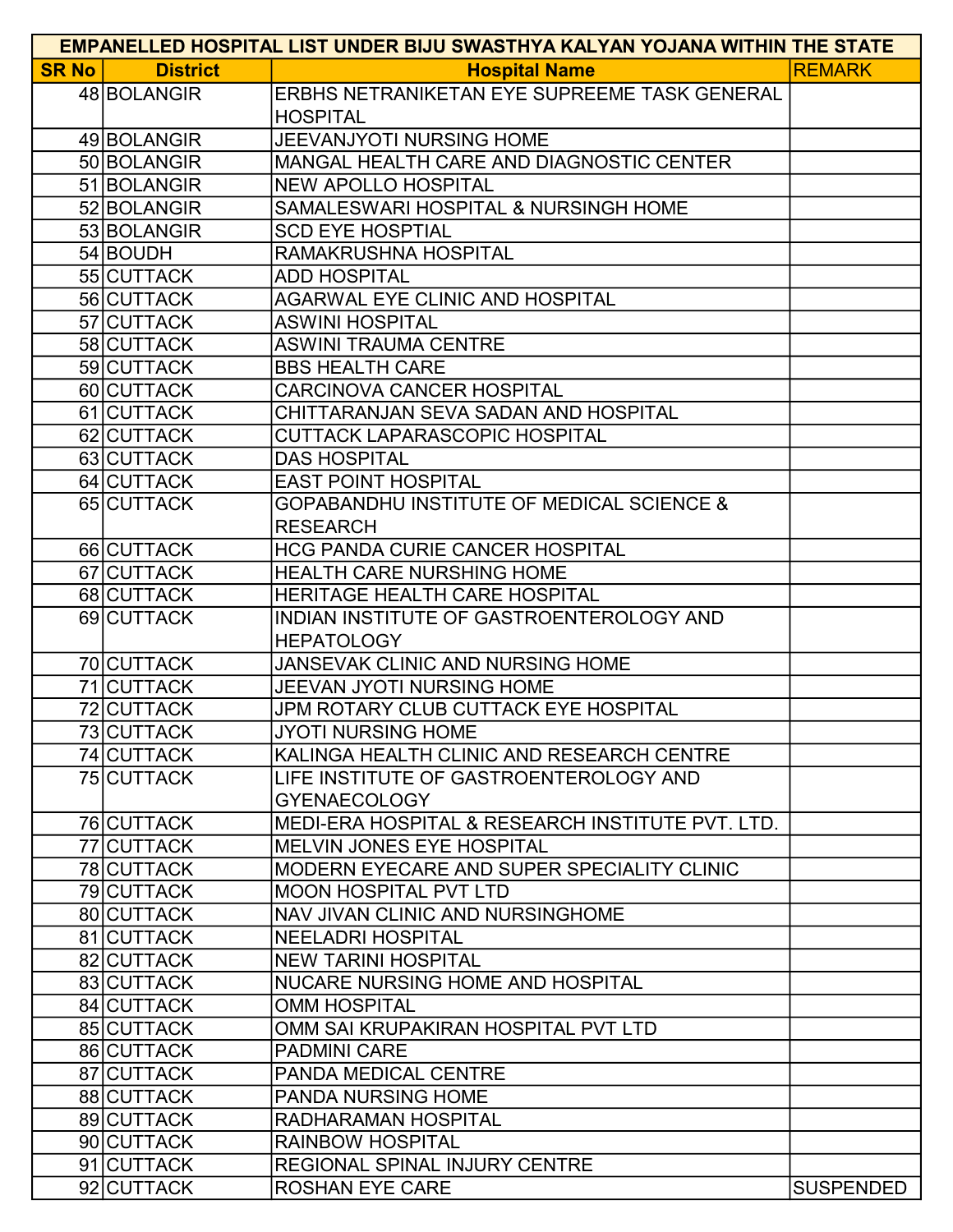| EMPANELLED HOSPITAL LIST UNDER BIJU SWASTHYA KALYAN YOJANA WITHIN THE STATE | | | |
|---|---|---|---|
| **SR No** | **District** | **Hospital Name** | **REMARK** |
| 48 | BOLANGIR | ERBHS NETRANIKETAN EYE SUPREEME TASK GENERAL HOSPITAL | |
| 49 | BOLANGIR | JEEVANJYOTI NURSING HOME | |
| 50 | BOLANGIR | MANGAL HEALTH CARE AND DIAGNOSTIC CENTER | |
| 51 | BOLANGIR | NEW APOLLO HOSPITAL | |
| 52 | BOLANGIR | SAMALESWARI HOSPITAL & NURSINGH HOME | |
| 53 | BOLANGIR | SCD EYE HOSPTIAL | |
| 54 | BOUDH | RAMAKRUSHNA HOSPITAL | |
| 55 | CUTTACK | ADD HOSPITAL | |
| 56 | CUTTACK | AGARWAL EYE CLINIC AND HOSPITAL | |
| 57 | CUTTACK | ASWINI HOSPITAL | |
| 58 | CUTTACK | ASWINI TRAUMA CENTRE | |
| 59 | CUTTACK | BBS HEALTH CARE | |
| 60 | CUTTACK | CARCINOVA CANCER HOSPITAL | |
| 61 | CUTTACK | CHITTARANJAN SEVA SADAN AND HOSPITAL | |
| 62 | CUTTACK | CUTTACK LAPARASCOPIC HOSPITAL | |
| 63 | CUTTACK | DAS HOSPITAL | |
| 64 | CUTTACK | EAST POINT HOSPITAL | |
| 65 | CUTTACK | GOPABANDHU INSTITUTE OF MEDICAL SCIENCE & RESEARCH | |
| 66 | CUTTACK | HCG PANDA CURIE CANCER HOSPITAL | |
| 67 | CUTTACK | HEALTH CARE NURSHING HOME | |
| 68 | CUTTACK | HERITAGE HEALTH CARE HOSPITAL | |
| 69 | CUTTACK | INDIAN INSTITUTE OF GASTROENTEROLOGY AND HEPATOLOGY | |
| 70 | CUTTACK | JANSEVAK CLINIC AND NURSING HOME | |
| 71 | CUTTACK | JEEVAN JYOTI NURSING HOME | |
| 72 | CUTTACK | JPM ROTARY CLUB CUTTACK EYE HOSPITAL | |
| 73 | CUTTACK | JYOTI NURSING HOME | |
| 74 | CUTTACK | KALINGA HEALTH CLINIC AND RESEARCH CENTRE | |
| 75 | CUTTACK | LIFE INSTITUTE OF GASTROENTEROLOGY AND GYENAECOLOGY | |
| 76 | CUTTACK | MEDI-ERA HOSPITAL & RESEARCH INSTITUTE PVT. LTD. | |
| 77 | CUTTACK | MELVIN JONES EYE HOSPITAL | |
| 78 | CUTTACK | MODERN EYECARE AND SUPER SPECIALITY CLINIC | |
| 79 | CUTTACK | MOON HOSPITAL PVT LTD | |
| 80 | CUTTACK | NAV JIVAN CLINIC AND NURSINGHOME | |
| 81 | CUTTACK | NEELADRI HOSPITAL | |
| 82 | CUTTACK | NEW TARINI HOSPITAL | |
| 83 | CUTTACK | NUCARE NURSING HOME AND HOSPITAL | |
| 84 | CUTTACK | OMM HOSPITAL | |
| 85 | CUTTACK | OMM SAI KRUPAKIRAN HOSPITAL PVT LTD | |
| 86 | CUTTACK | PADMINI CARE | |
| 87 | CUTTACK | PANDA MEDICAL CENTRE | |
| 88 | CUTTACK | PANDA NURSING HOME | |
| 89 | CUTTACK | RADHARAMAN HOSPITAL | |
| 90 | CUTTACK | RAINBOW HOSPITAL | |
| 91 | CUTTACK | REGIONAL SPINAL INJURY CENTRE | |
| 92 | CUTTACK | ROSHAN EYE CARE | SUSPENDED |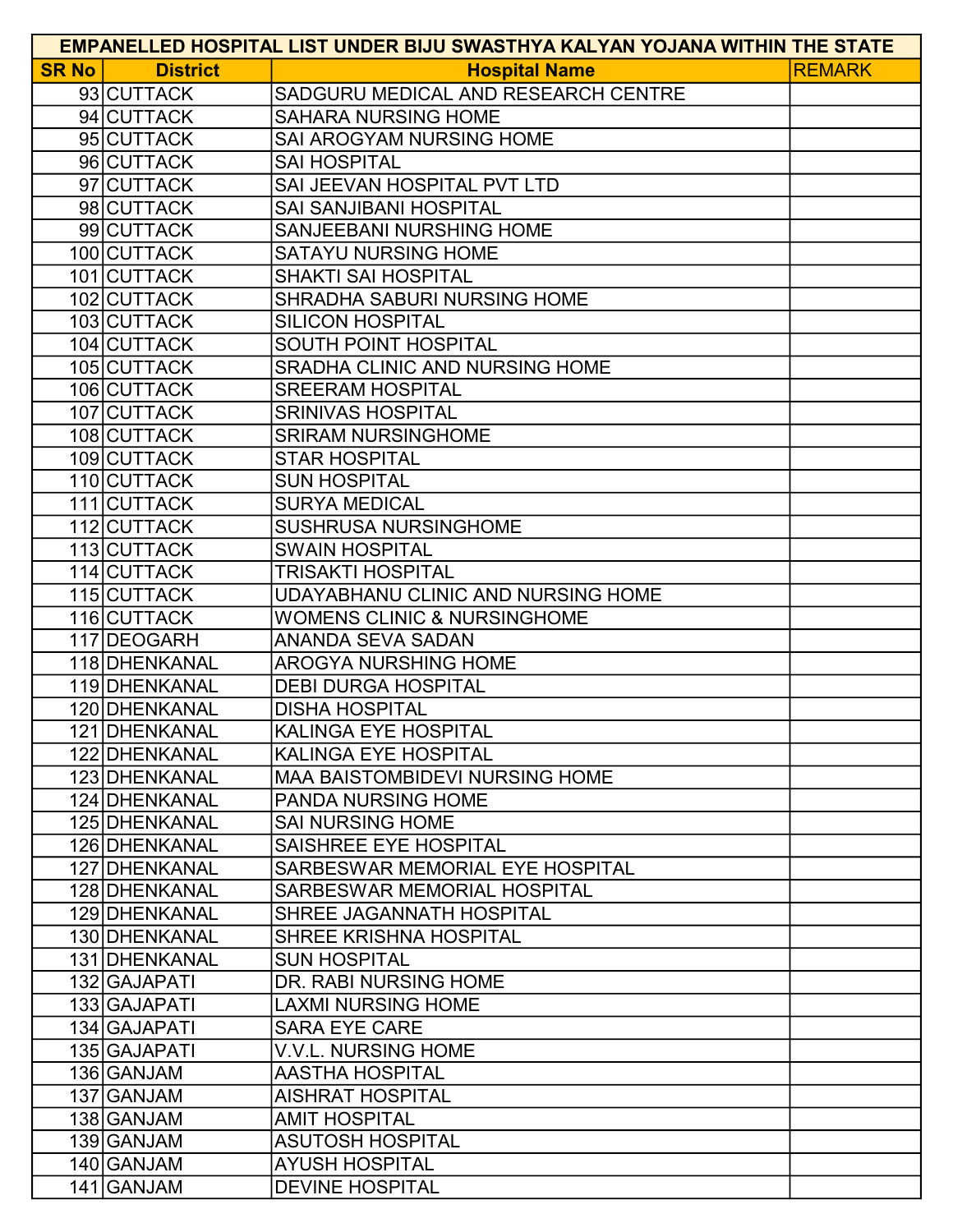| EMPANELLED HOSPITAL LIST UNDER BIJU SWASTHYA KALYAN YOJANA WITHIN THE STATE | | | |
|---|---|---|---|
| SR No | District | Hospital Name | REMARK |
| 93 | CUTTACK | SADGURU MEDICAL AND RESEARCH CENTRE | |
| 94 | CUTTACK | SAHARA NURSING HOME | |
| 95 | CUTTACK | SAI AROGYAM NURSING HOME | |
| 96 | CUTTACK | SAI HOSPITAL | |
| 97 | CUTTACK | SAI JEEVAN HOSPITAL PVT LTD | |
| 98 | CUTTACK | SAI SANJIBANI HOSPITAL | |
| 99 | CUTTACK | SANJEEBANI NURSHING HOME | |
| 100 | CUTTACK | SATAYU NURSING HOME | |
| 101 | CUTTACK | SHAKTI SAI HOSPITAL | |
| 102 | CUTTACK | SHRADHA SABURI NURSING HOME | |
| 103 | CUTTACK | SILICON HOSPITAL | |
| 104 | CUTTACK | SOUTH POINT HOSPITAL | |
| 105 | CUTTACK | SRADHA CLINIC AND NURSING HOME | |
| 106 | CUTTACK | SREERAM HOSPITAL | |
| 107 | CUTTACK | SRINIVAS HOSPITAL | |
| 108 | CUTTACK | SRIRAM NURSINGHOME | |
| 109 | CUTTACK | STAR HOSPITAL | |
| 110 | CUTTACK | SUN HOSPITAL | |
| 111 | CUTTACK | SURYA MEDICAL | |
| 112 | CUTTACK | SUSHRUSA NURSINGHOME | |
| 113 | CUTTACK | SWAIN HOSPITAL | |
| 114 | CUTTACK | TRISAKTI HOSPITAL | |
| 115 | CUTTACK | UDAYABHANU CLINIC AND NURSING HOME | |
| 116 | CUTTACK | WOMENS CLINIC & NURSINGHOME | |
| 117 | DEOGARH | ANANDA SEVA SADAN | |
| 118 | DHENKANAL | AROGYA NURSHING HOME | |
| 119 | DHENKANAL | DEBI DURGA HOSPITAL | |
| 120 | DHENKANAL | DISHA HOSPITAL | |
| 121 | DHENKANAL | KALINGA EYE HOSPITAL | |
| 122 | DHENKANAL | KALINGA EYE HOSPITAL | |
| 123 | DHENKANAL | MAA BAISTOMBIDEVI NURSING HOME | |
| 124 | DHENKANAL | PANDA NURSING HOME | |
| 125 | DHENKANAL | SAI NURSING HOME | |
| 126 | DHENKANAL | SAISHREE EYE HOSPITAL | |
| 127 | DHENKANAL | SARBESWAR MEMORIAL EYE HOSPITAL | |
| 128 | DHENKANAL | SARBESWAR MEMORIAL HOSPITAL | |
| 129 | DHENKANAL | SHREE JAGANNATH HOSPITAL | |
| 130 | DHENKANAL | SHREE KRISHNA HOSPITAL | |
| 131 | DHENKANAL | SUN HOSPITAL | |
| 132 | GAJAPATI | DR. RABI NURSING HOME | |
| 133 | GAJAPATI | LAXMI NURSING HOME | |
| 134 | GAJAPATI | SARA EYE CARE | |
| 135 | GAJAPATI | V.V.L. NURSING HOME | |
| 136 | GANJAM | AASTHA HOSPITAL | |
| 137 | GANJAM | AISHRAT HOSPITAL | |
| 138 | GANJAM | AMIT HOSPITAL | |
| 139 | GANJAM | ASUTOSH HOSPITAL | |
| 140 | GANJAM | AYUSH HOSPITAL | |
| 141 | GANJAM | DEVINE HOSPITAL | |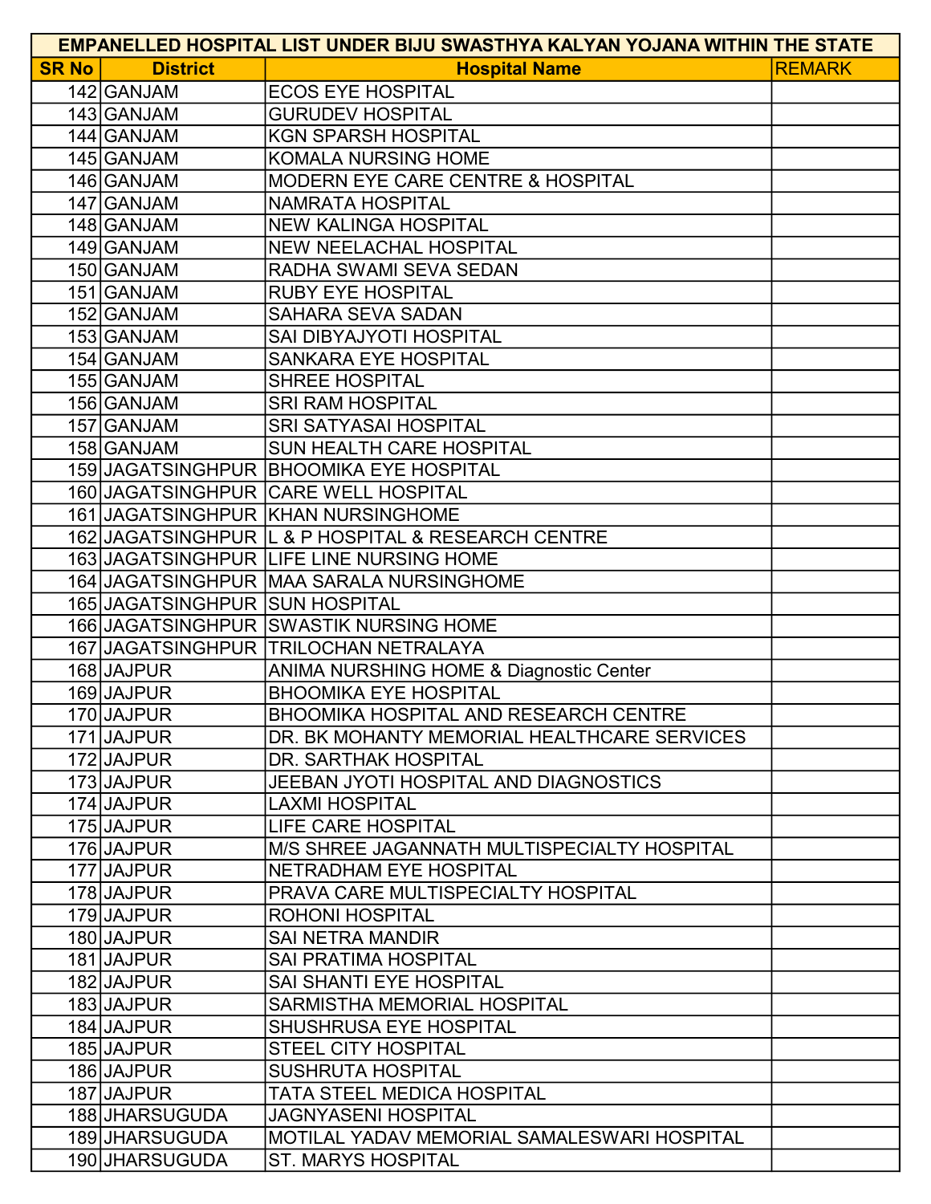| EMPANELLED HOSPITAL LIST UNDER BIJU SWASTHYA KALYAN YOJANA WITHIN THE STATE | | | |
|---|---|---|---|
| SR No | District | Hospital Name | REMARK |
| 142 | GANJAM | ECOS EYE HOSPITAL | |
| 143 | GANJAM | GURUDEV HOSPITAL | |
| 144 | GANJAM | KGN SPARSH HOSPITAL | |
| 145 | GANJAM | KOMALA NURSING HOME | |
| 146 | GANJAM | MODERN EYE CARE CENTRE & HOSPITAL | |
| 147 | GANJAM | NAMRATA HOSPITAL | |
| 148 | GANJAM | NEW KALINGA HOSPITAL | |
| 149 | GANJAM | NEW NEELACHAL HOSPITAL | |
| 150 | GANJAM | RADHA SWAMI SEVA SEDAN | |
| 151 | GANJAM | RUBY EYE HOSPITAL | |
| 152 | GANJAM | SAHARA SEVA SADAN | |
| 153 | GANJAM | SAI DIBYAJYOTI HOSPITAL | |
| 154 | GANJAM | SANKARA EYE HOSPITAL | |
| 155 | GANJAM | SHREE HOSPITAL | |
| 156 | GANJAM | SRI RAM HOSPITAL | |
| 157 | GANJAM | SRI SATYASAI HOSPITAL | |
| 158 | GANJAM | SUN HEALTH CARE HOSPITAL | |
| 159 | JAGATSINGHPUR | BHOOMIKA EYE HOSPITAL | |
| 160 | JAGATSINGHPUR | CARE WELL HOSPITAL | |
| 161 | JAGATSINGHPUR | KHAN NURSINGHOME | |
| 162 | JAGATSINGHPUR | L & P HOSPITAL & RESEARCH CENTRE | |
| 163 | JAGATSINGHPUR | LIFE LINE NURSING HOME | |
| 164 | JAGATSINGHPUR | MAA SARALA NURSINGHOME | |
| 165 | JAGATSINGHPUR | SUN HOSPITAL | |
| 166 | JAGATSINGHPUR | SWASTIK NURSING HOME | |
| 167 | JAGATSINGHPUR | TRILOCHAN NETRALAYA | |
| 168 | JAJPUR | ANIMA NURSHING HOME & Diagnostic Center | |
| 169 | JAJPUR | BHOOMIKA EYE HOSPITAL | |
| 170 | JAJPUR | BHOOMIKA HOSPITAL AND RESEARCH CENTRE | |
| 171 | JAJPUR | DR. BK MOHANTY MEMORIAL HEALTHCARE SERVICES | |
| 172 | JAJPUR | DR. SARTHAK HOSPITAL | |
| 173 | JAJPUR | JEEBAN JYOTI HOSPITAL AND DIAGNOSTICS | |
| 174 | JAJPUR | LAXMI HOSPITAL | |
| 175 | JAJPUR | LIFE CARE HOSPITAL | |
| 176 | JAJPUR | M/S SHREE JAGANNATH MULTISPECIALTY HOSPITAL | |
| 177 | JAJPUR | NETRADHAM EYE HOSPITAL | |
| 178 | JAJPUR | PRAVA CARE MULTISPECIALTY HOSPITAL | |
| 179 | JAJPUR | ROHONI HOSPITAL | |
| 180 | JAJPUR | SAI NETRA MANDIR | |
| 181 | JAJPUR | SAI PRATIMA HOSPITAL | |
| 182 | JAJPUR | SAI SHANTI EYE HOSPITAL | |
| 183 | JAJPUR | SARMISTHA MEMORIAL HOSPITAL | |
| 184 | JAJPUR | SHUSHRUSA EYE HOSPITAL | |
| 185 | JAJPUR | STEEL CITY HOSPITAL | |
| 186 | JAJPUR | SUSHRUTA HOSPITAL | |
| 187 | JAJPUR | TATA STEEL MEDICA HOSPITAL | |
| 188 | JHARSUGUDA | JAGNYASENI HOSPITAL | |
| 189 | JHARSUGUDA | MOTILAL YADAV MEMORIAL SAMALESWARI HOSPITAL | |
| 190 | JHARSUGUDA | ST. MARYS HOSPITAL | |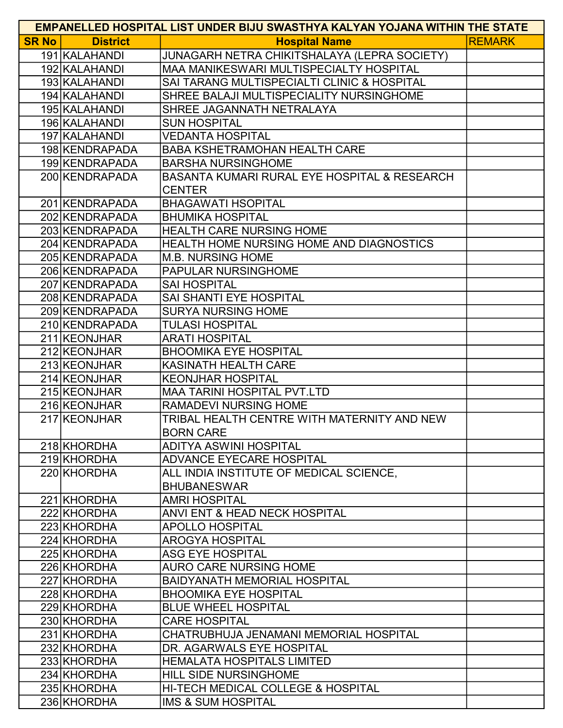| EMPANELLED HOSPITAL LIST UNDER BIJU SWASTHYA KALYAN YOJANA WITHIN THE STATE | | | |
|---|---|---|---|
| SR No | District | Hospital Name | REMARK |
| 191 | KALAHANDI | JUNAGARH NETRA CHIKITSHALAYA (LEPRA SOCIETY) | |
| 192 | KALAHANDI | MAA MANIKESWARI MULTISPECIALTY HOSPITAL | |
| 193 | KALAHANDI | SAI TARANG MULTISPECIALTI CLINIC & HOSPITAL | |
| 194 | KALAHANDI | SHREE BALAJI MULTISPECIALITY NURSINGHOME | |
| 195 | KALAHANDI | SHREE JAGANNATH NETRALAYA | |
| 196 | KALAHANDI | SUN HOSPITAL | |
| 197 | KALAHANDI | VEDANTA HOSPITAL | |
| 198 | KENDRAPADA | BABA KSHETRAMOHAN HEALTH CARE | |
| 199 | KENDRAPADA | BARSHA NURSINGHOME | |
| 200 | KENDRAPADA | BASANTA KUMARI RURAL EYE HOSPITAL & RESEARCH CENTER | |
| 201 | KENDRAPADA | BHAGAWATI HSOPITAL | |
| 202 | KENDRAPADA | BHUMIKA HOSPITAL | |
| 203 | KENDRAPADA | HEALTH CARE NURSING HOME | |
| 204 | KENDRAPADA | HEALTH HOME NURSING HOME AND DIAGNOSTICS | |
| 205 | KENDRAPADA | M.B. NURSING HOME | |
| 206 | KENDRAPADA | PAPULAR NURSINGHOME | |
| 207 | KENDRAPADA | SAI HOSPITAL | |
| 208 | KENDRAPADA | SAI SHANTI EYE HOSPITAL | |
| 209 | KENDRAPADA | SURYA NURSING HOME | |
| 210 | KENDRAPADA | TULASI HOSPITAL | |
| 211 | KEONJHAR | ARATI HOSPITAL | |
| 212 | KEONJHAR | BHOOMIKA EYE HOSPITAL | |
| 213 | KEONJHAR | KASINATH HEALTH CARE | |
| 214 | KEONJHAR | KEONJHAR HOSPITAL | |
| 215 | KEONJHAR | MAA TARINI HOSPITAL PVT.LTD | |
| 216 | KEONJHAR | RAMADEVI NURSING HOME | |
| 217 | KEONJHAR | TRIBAL HEALTH CENTRE WITH MATERNITY AND NEW BORN CARE | |
| 218 | KHORDHA | ADITYA ASWINI HOSPITAL | |
| 219 | KHORDHA | ADVANCE EYECARE HOSPITAL | |
| 220 | KHORDHA | ALL INDIA INSTITUTE OF MEDICAL SCIENCE, BHUBANESWAR | |
| 221 | KHORDHA | AMRI HOSPITAL | |
| 222 | KHORDHA | ANVI ENT & HEAD NECK HOSPITAL | |
| 223 | KHORDHA | APOLLO HOSPITAL | |
| 224 | KHORDHA | AROGYA HOSPITAL | |
| 225 | KHORDHA | ASG EYE HOSPITAL | |
| 226 | KHORDHA | AURO CARE NURSING HOME | |
| 227 | KHORDHA | BAIDYANATH MEMORIAL HOSPITAL | |
| 228 | KHORDHA | BHOOMIKA EYE HOSPITAL | |
| 229 | KHORDHA | BLUE WHEEL HOSPITAL | |
| 230 | KHORDHA | CARE HOSPITAL | |
| 231 | KHORDHA | CHATRUBHUJA JENAMANI MEMORIAL HOSPITAL | |
| 232 | KHORDHA | DR. AGARWALS EYE HOSPITAL | |
| 233 | KHORDHA | HEMALATA HOSPITALS LIMITED | |
| 234 | KHORDHA | HILL SIDE NURSINGHOME | |
| 235 | KHORDHA | HI-TECH MEDICAL COLLEGE & HOSPITAL | |
| 236 | KHORDHA | IMS & SUM HOSPITAL | |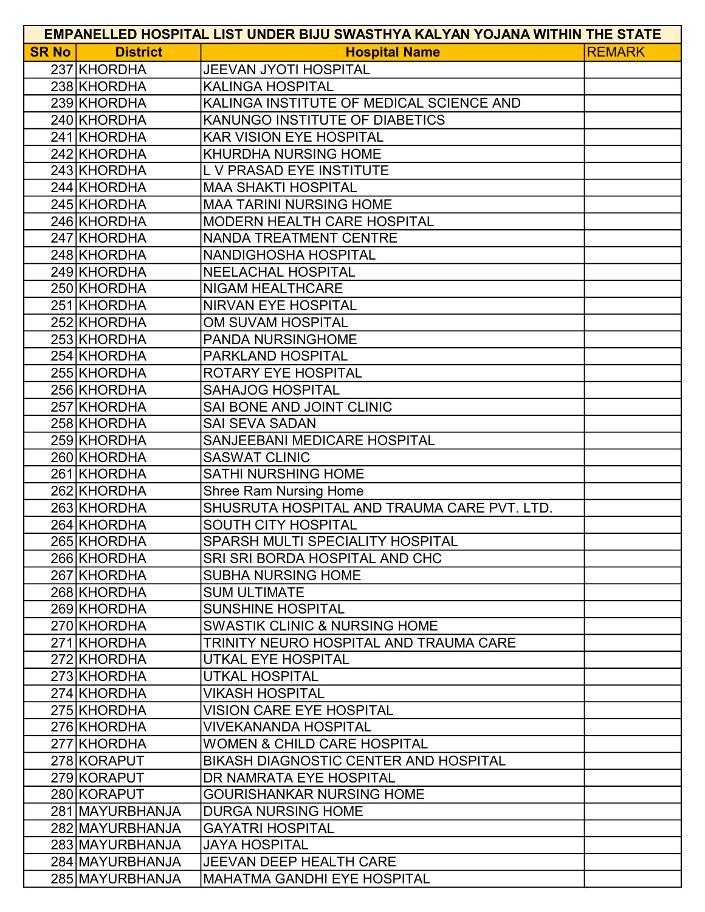| EMPANELLED HOSPITAL LIST UNDER BIJU SWASTHYA KALYAN YOJANA WITHIN THE STATE | | | |
|---|---|---|---|
| SR No | District | Hospital Name | REMARK |
| 237 | KHORDHA | JEEVAN JYOTI HOSPITAL | |
| 238 | KHORDHA | KALINGA HOSPITAL | |
| 239 | KHORDHA | KALINGA INSTITUTE OF MEDICAL SCIENCE AND | |
| 240 | KHORDHA | KANUNGO INSTITUTE OF DIABETICS | |
| 241 | KHORDHA | KAR VISION EYE HOSPITAL | |
| 242 | KHORDHA | KHURDHA NURSING HOME | |
| 243 | KHORDHA | L V PRASAD EYE INSTITUTE | |
| 244 | KHORDHA | MAA SHAKTI HOSPITAL | |
| 245 | KHORDHA | MAA TARINI NURSING HOME | |
| 246 | KHORDHA | MODERN HEALTH CARE HOSPITAL | |
| 247 | KHORDHA | NANDA TREATMENT CENTRE | |
| 248 | KHORDHA | NANDIGHOSHA HOSPITAL | |
| 249 | KHORDHA | NEELACHAL HOSPITAL | |
| 250 | KHORDHA | NIGAM HEALTHCARE | |
| 251 | KHORDHA | NIRVAN EYE HOSPITAL | |
| 252 | KHORDHA | OM SUVAM HOSPITAL | |
| 253 | KHORDHA | PANDA NURSINGHOME | |
| 254 | KHORDHA | PARKLAND HOSPITAL | |
| 255 | KHORDHA | ROTARY EYE HOSPITAL | |
| 256 | KHORDHA | SAHAJOG HOSPITAL | |
| 257 | KHORDHA | SAI BONE AND JOINT CLINIC | |
| 258 | KHORDHA | SAI SEVA SADAN | |
| 259 | KHORDHA | SANJEEBANI MEDICARE HOSPITAL | |
| 260 | KHORDHA | SASWAT CLINIC | |
| 261 | KHORDHA | SATHI NURSHING HOME | |
| 262 | KHORDHA | Shree Ram Nursing Home | |
| 263 | KHORDHA | SHUSRUTA HOSPITAL AND TRAUMA CARE PVT. LTD. | |
| 264 | KHORDHA | SOUTH CITY HOSPITAL | |
| 265 | KHORDHA | SPARSH MULTI SPECIALITY HOSPITAL | |
| 266 | KHORDHA | SRI SRI BORDA HOSPITAL AND CHC | |
| 267 | KHORDHA | SUBHA NURSING HOME | |
| 268 | KHORDHA | SUM ULTIMATE | |
| 269 | KHORDHA | SUNSHINE HOSPITAL | |
| 270 | KHORDHA | SWASTIK CLINIC & NURSING HOME | |
| 271 | KHORDHA | TRINITY NEURO HOSPITAL AND TRAUMA CARE | |
| 272 | KHORDHA | UTKAL EYE HOSPITAL | |
| 273 | KHORDHA | UTKAL HOSPITAL | |
| 274 | KHORDHA | VIKASH HOSPITAL | |
| 275 | KHORDHA | VISION CARE EYE HOSPITAL | |
| 276 | KHORDHA | VIVEKANANDA HOSPITAL | |
| 277 | KHORDHA | WOMEN & CHILD CARE HOSPITAL | |
| 278 | KORAPUT | BIKASH DIAGNOSTIC CENTER AND HOSPITAL | |
| 279 | KORAPUT | DR NAMRATA EYE HOSPITAL | |
| 280 | KORAPUT | GOURISHANKAR NURSING HOME | |
| 281 | MAYURBHANJA | DURGA NURSING HOME | |
| 282 | MAYURBHANJA | GAYATRI HOSPITAL | |
| 283 | MAYURBHANJA | JAYA HOSPITAL | |
| 284 | MAYURBHANJA | JEEVAN DEEP HEALTH CARE | |
| 285 | MAYURBHANJA | MAHATMA GANDHI EYE HOSPITAL | |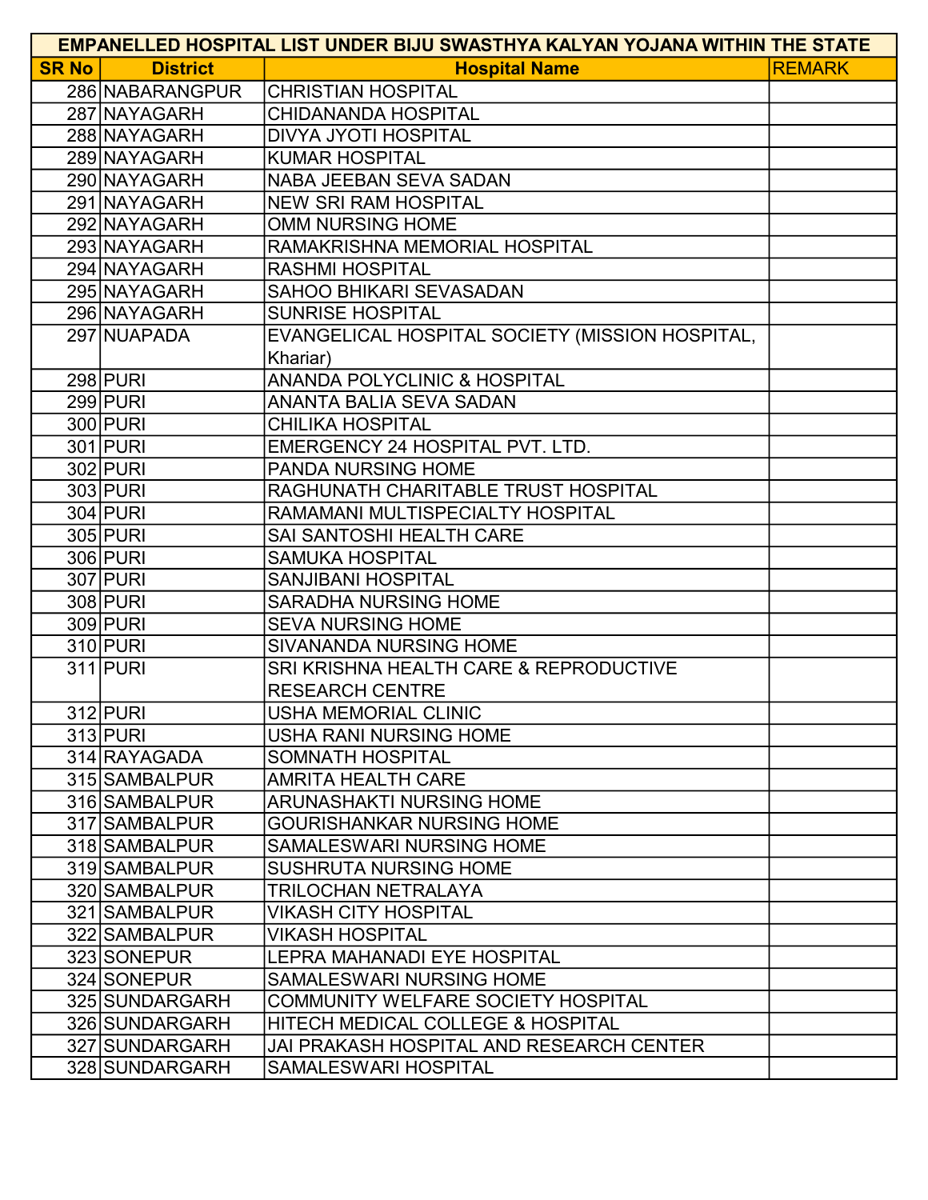| EMPANELLED HOSPITAL LIST UNDER BIJU SWASTHYA KALYAN YOJANA WITHIN THE STATE | | | |
|---|---|---|---|
| SR No | District | Hospital Name | REMARK |
| 286 | NABARANGPUR | CHRISTIAN HOSPITAL | |
| 287 | NAYAGARH | CHIDANANDA HOSPITAL | |
| 288 | NAYAGARH | DIVYA JYOTI HOSPITAL | |
| 289 | NAYAGARH | KUMAR HOSPITAL | |
| 290 | NAYAGARH | NABA JEEBAN SEVA SADAN | |
| 291 | NAYAGARH | NEW SRI RAM HOSPITAL | |
| 292 | NAYAGARH | OMM NURSING HOME | |
| 293 | NAYAGARH | RAMAKRISHNA MEMORIAL HOSPITAL | |
| 294 | NAYAGARH | RASHMI HOSPITAL | |
| 295 | NAYAGARH | SAHOO BHIKARI SEVASADAN | |
| 296 | NAYAGARH | SUNRISE HOSPITAL | |
| 297 | NUAPADA | EVANGELICAL HOSPITAL SOCIETY (MISSION HOSPITAL, Khariar) | |
| 298 | PURI | ANANDA POLYCLINIC & HOSPITAL | |
| 299 | PURI | ANANTA BALIA SEVA SADAN | |
| 300 | PURI | CHILIKA HOSPITAL | |
| 301 | PURI | EMERGENCY 24 HOSPITAL PVT. LTD. | |
| 302 | PURI | PANDA NURSING HOME | |
| 303 | PURI | RAGHUNATH CHARITABLE TRUST HOSPITAL | |
| 304 | PURI | RAMAMANI MULTISPECIALTY HOSPITAL | |
| 305 | PURI | SAI SANTOSHI HEALTH CARE | |
| 306 | PURI | SAMUKA HOSPITAL | |
| 307 | PURI | SANJIBANI HOSPITAL | |
| 308 | PURI | SARADHA NURSING HOME | |
| 309 | PURI | SEVA NURSING HOME | |
| 310 | PURI | SIVANANDA NURSING HOME | |
| 311 | PURI | SRI KRISHNA HEALTH CARE & REPRODUCTIVE RESEARCH CENTRE | |
| 312 | PURI | USHA MEMORIAL CLINIC | |
| 313 | PURI | USHA RANI NURSING HOME | |
| 314 | RAYAGADA | SOMNATH HOSPITAL | |
| 315 | SAMBALPUR | AMRITA HEALTH CARE | |
| 316 | SAMBALPUR | ARUNASHAKTI NURSING HOME | |
| 317 | SAMBALPUR | GOURISHANKAR NURSING HOME | |
| 318 | SAMBALPUR | SAMALESWARI NURSING HOME | |
| 319 | SAMBALPUR | SUSHRUTA NURSING HOME | |
| 320 | SAMBALPUR | TRILOCHAN NETRALAYA | |
| 321 | SAMBALPUR | VIKASH CITY HOSPITAL | |
| 322 | SAMBALPUR | VIKASH HOSPITAL | |
| 323 | SONEPUR | LEPRA MAHANADI EYE HOSPITAL | |
| 324 | SONEPUR | SAMALESWARI NURSING HOME | |
| 325 | SUNDARGARH | COMMUNITY WELFARE SOCIETY HOSPITAL | |
| 326 | SUNDARGARH | HITECH MEDICAL COLLEGE & HOSPITAL | |
| 327 | SUNDARGARH | JAI PRAKASH HOSPITAL AND RESEARCH CENTER | |
| 328 | SUNDARGARH | SAMALESWARI HOSPITAL | |